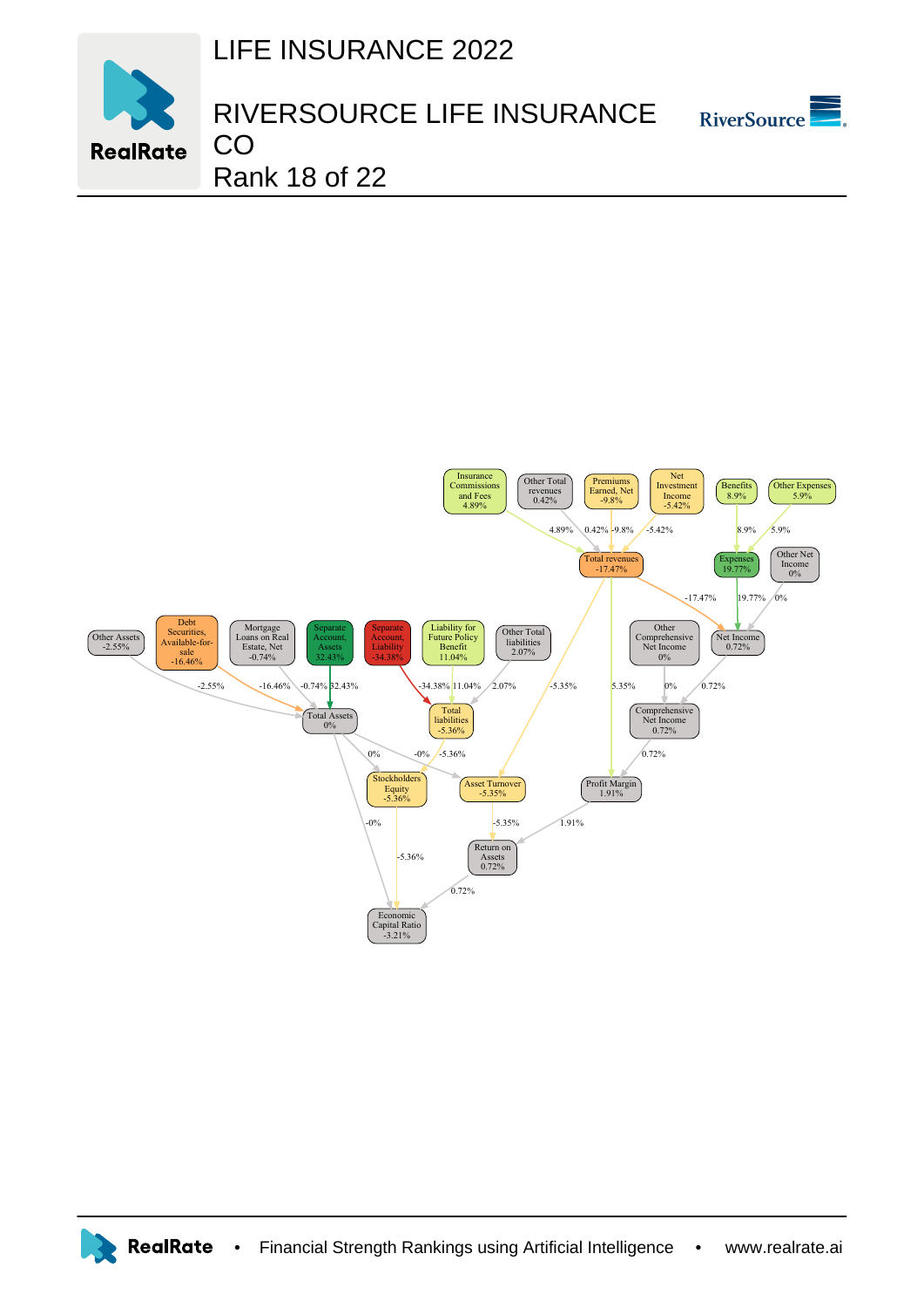# LIFE INSURANCE 2022

# RIVERSOURCE LIFE INSURANCE CO

Rank 18 of 22

Insurance Commissions and Fees 4.89%

Other Total revenues 0.42%

Premiums Earned, Net -9.8%

Net Investment Income -5.42%

Benefits 8.9%

Other Expenses 5.9%

Total revenues -17.47%

Expenses 19.77%

Other Net Income 0%

Other Assets -2.55%

Debt Securities, Available-for-sale -16.46%

Mortgage Loans on Real Estate, Net -0.74%

Separate Account, Assets 32.43%

Separate Account, Liability -34.38%

Liability for Future Policy Benefit 11.04%

Other Total liabilities 2.07%

Other Comprehensive Net Income 0%

Net Income 0.72%

Total Assets 0%

Total liabilities -5.36%

Comprehensive Net Income 0.72%

Stockholders Equity -5.36%

Asset Turnover -5.35%

Profit Margin 1.91%

Return on Assets 0.72%

Economic Capital Ratio -3.21%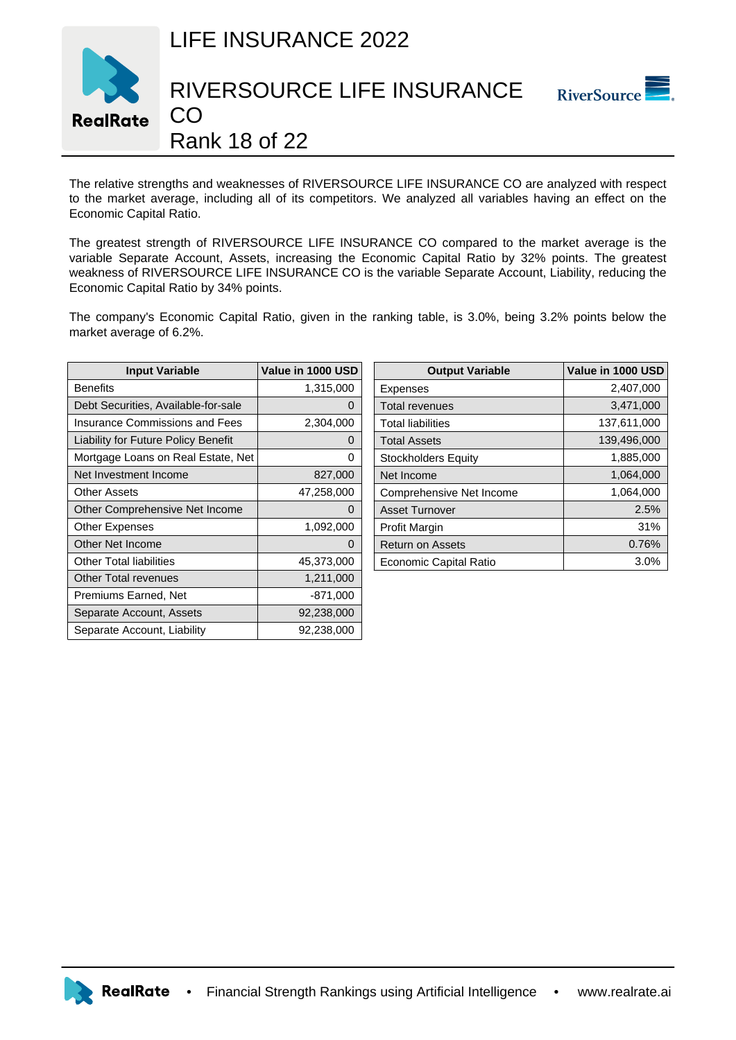# LIFE INSURANCE 2022

# RIVERSOURCE LIFE INSURANCE CO

## Rank 18 of 22

The relative strengths and weaknesses of RIVERSOURCE LIFE INSURANCE CO are analyzed with respect to the market average, including all of its competitors. We analyzed all variables having an effect on the Economic Capital Ratio.

The greatest strength of RIVERSOURCE LIFE INSURANCE CO compared to the market average is the variable Separate Account, Assets, increasing the Economic Capital Ratio by 32% points. The greatest weakness of RIVERSOURCE LIFE INSURANCE CO is the variable Separate Account, Liability, reducing the Economic Capital Ratio by 34% points.

The company's Economic Capital Ratio, given in the ranking table, is 3.0%, being 3.2% points below the market average of 6.2%.

| Input Variable | Value in 1000 USD |
|---|---|
| Benefits | 1,315,000 |
| Debt Securities, Available-for-sale | 0 |
| Insurance Commissions and Fees | 2,304,000 |
| Liability for Future Policy Benefit | 0 |
| Mortgage Loans on Real Estate, Net | 0 |
| Net Investment Income | 827,000 |
| Other Assets | 47,258,000 |
| Other Comprehensive Net Income | 0 |
| Other Expenses | 1,092,000 |
| Other Net Income | 0 |
| Other Total liabilities | 45,373,000 |
| Other Total revenues | 1,211,000 |
| Premiums Earned, Net | -871,000 |
| Separate Account, Assets | 92,238,000 |
| Separate Account, Liability | 92,238,000 |

| Output Variable | Value in 1000 USD |
|---|---|
| Expenses | 2,407,000 |
| Total revenues | 3,471,000 |
| Total liabilities | 137,611,000 |
| Total Assets | 139,496,000 |
| Stockholders Equity | 1,885,000 |
| Net Income | 1,064,000 |
| Comprehensive Net Income | 1,064,000 |
| Asset Turnover | 2.5% |
| Profit Margin | 31% |
| Return on Assets | 0.76% |
| Economic Capital Ratio | 3.0% |